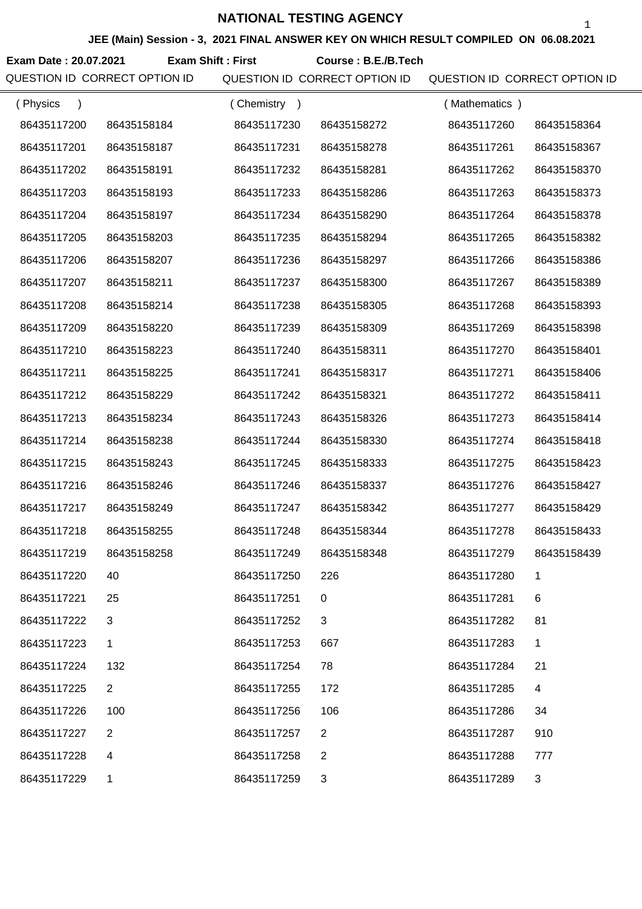# NATIONAL TESTING AGENCY

**JEE (Main) Session - 3, 2021 FINAL ANSWER KEY ON WHICH RESULT COMPILED ON 06.08.2021**

**Exam Date : 20.07.2021** **Exam Shift : First** **Course : B.E./B.Tech**

| QUESTION ID | CORRECT OPTION ID | QUESTION ID | CORRECT OPTION ID | QUESTION ID | CORRECT OPTION ID |
|---|---|---|---|---|---|
| ( Physics ) | | ( Chemistry ) | | ( Mathematics ) | |
| 86435117200 | 86435158184 | 86435117230 | 86435158272 | 86435117260 | 86435158364 |
| 86435117201 | 86435158187 | 86435117231 | 86435158278 | 86435117261 | 86435158367 |
| 86435117202 | 86435158191 | 86435117232 | 86435158281 | 86435117262 | 86435158370 |
| 86435117203 | 86435158193 | 86435117233 | 86435158286 | 86435117263 | 86435158373 |
| 86435117204 | 86435158197 | 86435117234 | 86435158290 | 86435117264 | 86435158378 |
| 86435117205 | 86435158203 | 86435117235 | 86435158294 | 86435117265 | 86435158382 |
| 86435117206 | 86435158207 | 86435117236 | 86435158297 | 86435117266 | 86435158386 |
| 86435117207 | 86435158211 | 86435117237 | 86435158300 | 86435117267 | 86435158389 |
| 86435117208 | 86435158214 | 86435117238 | 86435158305 | 86435117268 | 86435158393 |
| 86435117209 | 86435158220 | 86435117239 | 86435158309 | 86435117269 | 86435158398 |
| 86435117210 | 86435158223 | 86435117240 | 86435158311 | 86435117270 | 86435158401 |
| 86435117211 | 86435158225 | 86435117241 | 86435158317 | 86435117271 | 86435158406 |
| 86435117212 | 86435158229 | 86435117242 | 86435158321 | 86435117272 | 86435158411 |
| 86435117213 | 86435158234 | 86435117243 | 86435158326 | 86435117273 | 86435158414 |
| 86435117214 | 86435158238 | 86435117244 | 86435158330 | 86435117274 | 86435158418 |
| 86435117215 | 86435158243 | 86435117245 | 86435158333 | 86435117275 | 86435158423 |
| 86435117216 | 86435158246 | 86435117246 | 86435158337 | 86435117276 | 86435158427 |
| 86435117217 | 86435158249 | 86435117247 | 86435158342 | 86435117277 | 86435158429 |
| 86435117218 | 86435158255 | 86435117248 | 86435158344 | 86435117278 | 86435158433 |
| 86435117219 | 86435158258 | 86435117249 | 86435158348 | 86435117279 | 86435158439 |
| 86435117220 | 40 | 86435117250 | 226 | 86435117280 | 1 |
| 86435117221 | 25 | 86435117251 | 0 | 86435117281 | 6 |
| 86435117222 | 3 | 86435117252 | 3 | 86435117282 | 81 |
| 86435117223 | 1 | 86435117253 | 667 | 86435117283 | 1 |
| 86435117224 | 132 | 86435117254 | 78 | 86435117284 | 21 |
| 86435117225 | 2 | 86435117255 | 172 | 86435117285 | 4 |
| 86435117226 | 100 | 86435117256 | 106 | 86435117286 | 34 |
| 86435117227 | 2 | 86435117257 | 2 | 86435117287 | 910 |
| 86435117228 | 4 | 86435117258 | 2 | 86435117288 | 777 |
| 86435117229 | 1 | 86435117259 | 3 | 86435117289 | 3 |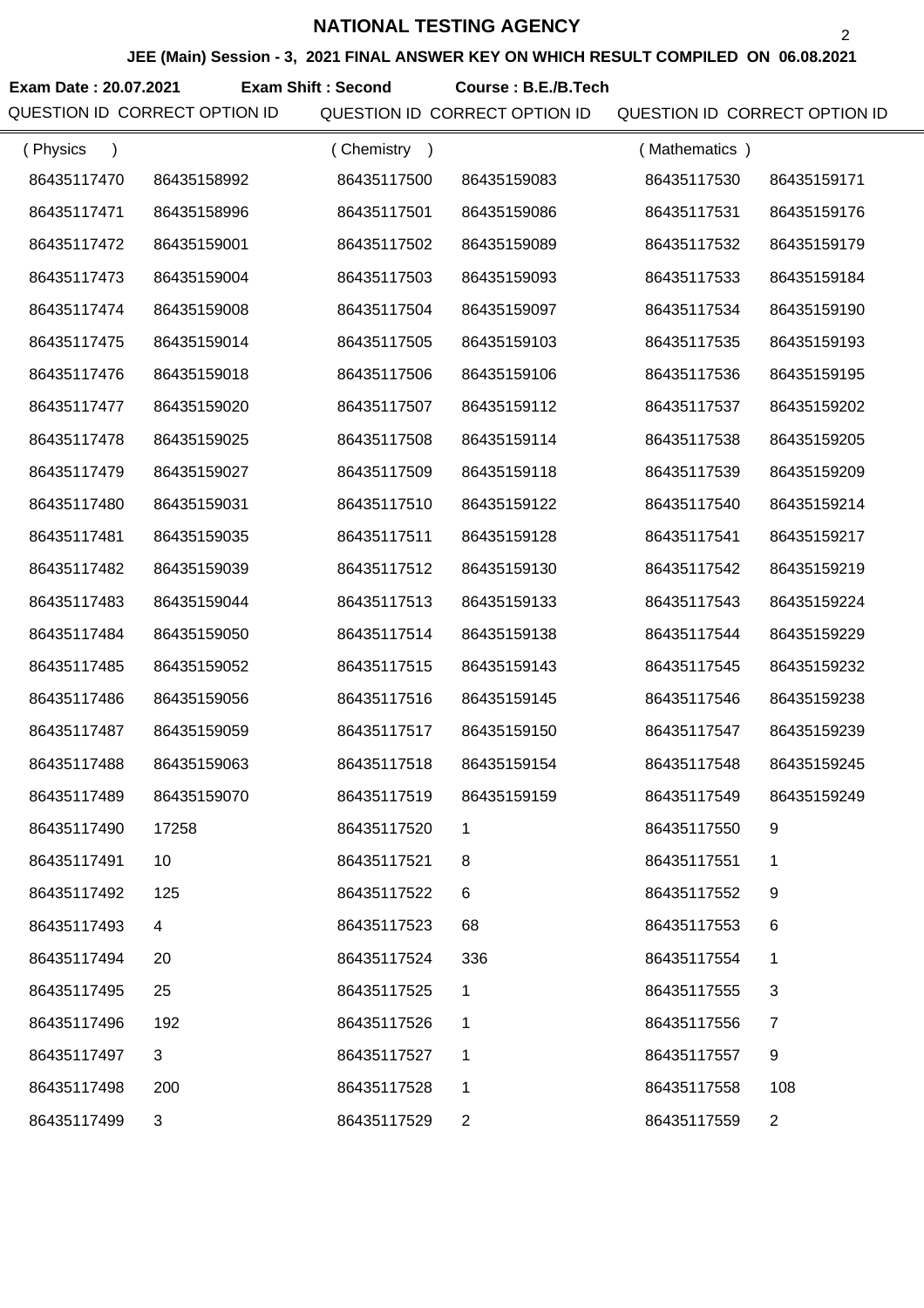# NATIONAL TESTING AGENCY

**JEE (Main) Session - 3, 2021 FINAL ANSWER KEY ON WHICH RESULT COMPILED ON 06.08.2021**

**Exam Date : 20.07.2021** **Exam Shift : Second** **Course : B.E./B.Tech**

| QUESTION ID | CORRECT OPTION ID | QUESTION ID | CORRECT OPTION ID | QUESTION ID | CORRECT OPTION ID |
|---|---|---|---|---|---|
| ( Physics ) | | ( Chemistry ) | | ( Mathematics ) | |
| 86435117470 | 86435158992 | 86435117500 | 86435159083 | 86435117530 | 86435159171 |
| 86435117471 | 86435158996 | 86435117501 | 86435159086 | 86435117531 | 86435159176 |
| 86435117472 | 86435159001 | 86435117502 | 86435159089 | 86435117532 | 86435159179 |
| 86435117473 | 86435159004 | 86435117503 | 86435159093 | 86435117533 | 86435159184 |
| 86435117474 | 86435159008 | 86435117504 | 86435159097 | 86435117534 | 86435159190 |
| 86435117475 | 86435159014 | 86435117505 | 86435159103 | 86435117535 | 86435159193 |
| 86435117476 | 86435159018 | 86435117506 | 86435159106 | 86435117536 | 86435159195 |
| 86435117477 | 86435159020 | 86435117507 | 86435159112 | 86435117537 | 86435159202 |
| 86435117478 | 86435159025 | 86435117508 | 86435159114 | 86435117538 | 86435159205 |
| 86435117479 | 86435159027 | 86435117509 | 86435159118 | 86435117539 | 86435159209 |
| 86435117480 | 86435159031 | 86435117510 | 86435159122 | 86435117540 | 86435159214 |
| 86435117481 | 86435159035 | 86435117511 | 86435159128 | 86435117541 | 86435159217 |
| 86435117482 | 86435159039 | 86435117512 | 86435159130 | 86435117542 | 86435159219 |
| 86435117483 | 86435159044 | 86435117513 | 86435159133 | 86435117543 | 86435159224 |
| 86435117484 | 86435159050 | 86435117514 | 86435159138 | 86435117544 | 86435159229 |
| 86435117485 | 86435159052 | 86435117515 | 86435159143 | 86435117545 | 86435159232 |
| 86435117486 | 86435159056 | 86435117516 | 86435159145 | 86435117546 | 86435159238 |
| 86435117487 | 86435159059 | 86435117517 | 86435159150 | 86435117547 | 86435159239 |
| 86435117488 | 86435159063 | 86435117518 | 86435159154 | 86435117548 | 86435159245 |
| 86435117489 | 86435159070 | 86435117519 | 86435159159 | 86435117549 | 86435159249 |
| 86435117490 | 17258 | 86435117520 | 1 | 86435117550 | 9 |
| 86435117491 | 10 | 86435117521 | 8 | 86435117551 | 1 |
| 86435117492 | 125 | 86435117522 | 6 | 86435117552 | 9 |
| 86435117493 | 4 | 86435117523 | 68 | 86435117553 | 6 |
| 86435117494 | 20 | 86435117524 | 336 | 86435117554 | 1 |
| 86435117495 | 25 | 86435117525 | 1 | 86435117555 | 3 |
| 86435117496 | 192 | 86435117526 | 1 | 86435117556 | 7 |
| 86435117497 | 3 | 86435117527 | 1 | 86435117557 | 9 |
| 86435117498 | 200 | 86435117528 | 1 | 86435117558 | 108 |
| 86435117499 | 3 | 86435117529 | 2 | 86435117559 | 2 |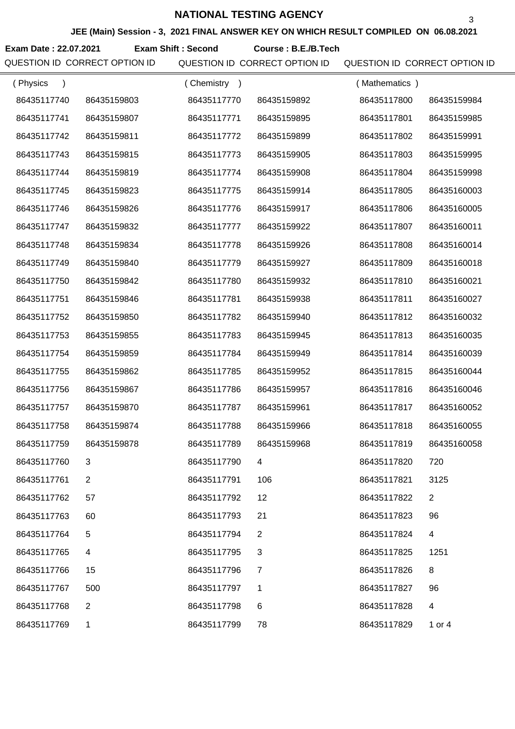# NATIONAL TESTING AGENCY

**JEE (Main) Session - 3, 2021 FINAL ANSWER KEY ON WHICH RESULT COMPILED ON 06.08.2021**

**Exam Date : 22.07.2021** **Exam Shift : Second** **Course : B.E./B.Tech**

| QUESTION ID | CORRECT OPTION ID | QUESTION ID | CORRECT OPTION ID | QUESTION ID | CORRECT OPTION ID |
|---|---|---|---|---|---|
| ( Physics ) | | ( Chemistry ) | | ( Mathematics ) | |
| 86435117740 | 86435159803 | 86435117770 | 86435159892 | 86435117800 | 86435159984 |
| 86435117741 | 86435159807 | 86435117771 | 86435159895 | 86435117801 | 86435159985 |
| 86435117742 | 86435159811 | 86435117772 | 86435159899 | 86435117802 | 86435159991 |
| 86435117743 | 86435159815 | 86435117773 | 86435159905 | 86435117803 | 86435159995 |
| 86435117744 | 86435159819 | 86435117774 | 86435159908 | 86435117804 | 86435159998 |
| 86435117745 | 86435159823 | 86435117775 | 86435159914 | 86435117805 | 86435160003 |
| 86435117746 | 86435159826 | 86435117776 | 86435159917 | 86435117806 | 86435160005 |
| 86435117747 | 86435159832 | 86435117777 | 86435159922 | 86435117807 | 86435160011 |
| 86435117748 | 86435159834 | 86435117778 | 86435159926 | 86435117808 | 86435160014 |
| 86435117749 | 86435159840 | 86435117779 | 86435159927 | 86435117809 | 86435160018 |
| 86435117750 | 86435159842 | 86435117780 | 86435159932 | 86435117810 | 86435160021 |
| 86435117751 | 86435159846 | 86435117781 | 86435159938 | 86435117811 | 86435160027 |
| 86435117752 | 86435159850 | 86435117782 | 86435159940 | 86435117812 | 86435160032 |
| 86435117753 | 86435159855 | 86435117783 | 86435159945 | 86435117813 | 86435160035 |
| 86435117754 | 86435159859 | 86435117784 | 86435159949 | 86435117814 | 86435160039 |
| 86435117755 | 86435159862 | 86435117785 | 86435159952 | 86435117815 | 86435160044 |
| 86435117756 | 86435159867 | 86435117786 | 86435159957 | 86435117816 | 86435160046 |
| 86435117757 | 86435159870 | 86435117787 | 86435159961 | 86435117817 | 86435160052 |
| 86435117758 | 86435159874 | 86435117788 | 86435159966 | 86435117818 | 86435160055 |
| 86435117759 | 86435159878 | 86435117789 | 86435159968 | 86435117819 | 86435160058 |
| 86435117760 | 3 | 86435117790 | 4 | 86435117820 | 720 |
| 86435117761 | 2 | 86435117791 | 106 | 86435117821 | 3125 |
| 86435117762 | 57 | 86435117792 | 12 | 86435117822 | 2 |
| 86435117763 | 60 | 86435117793 | 21 | 86435117823 | 96 |
| 86435117764 | 5 | 86435117794 | 2 | 86435117824 | 4 |
| 86435117765 | 4 | 86435117795 | 3 | 86435117825 | 1251 |
| 86435117766 | 15 | 86435117796 | 7 | 86435117826 | 8 |
| 86435117767 | 500 | 86435117797 | 1 | 86435117827 | 96 |
| 86435117768 | 2 | 86435117798 | 6 | 86435117828 | 4 |
| 86435117769 | 1 | 86435117799 | 78 | 86435117829 | 1 or 4 |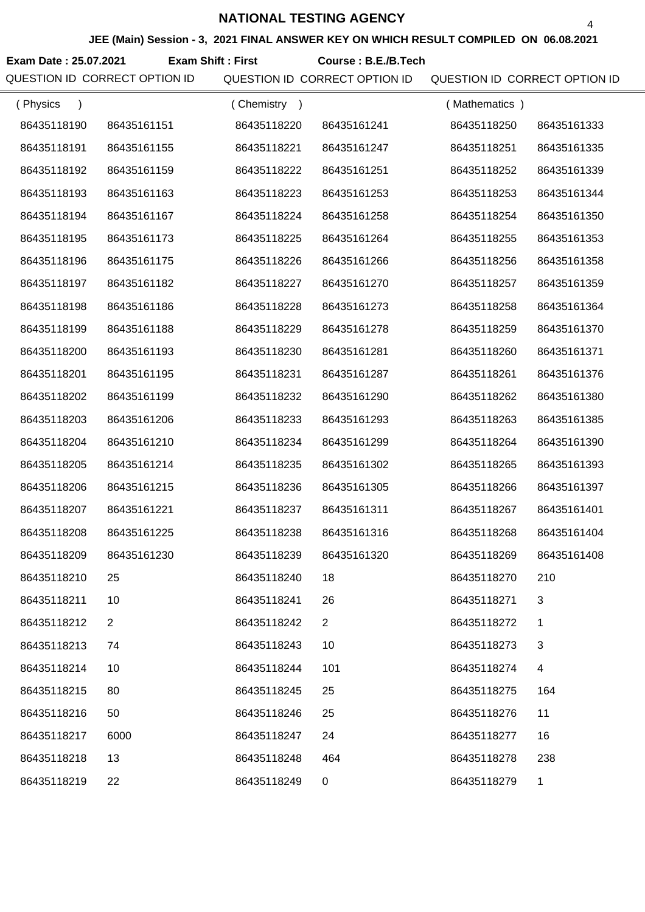# NATIONAL TESTING AGENCY

**JEE (Main) Session - 3, 2021 FINAL ANSWER KEY ON WHICH RESULT COMPILED ON 06.08.2021**

**Exam Date : 25.07.2021** **Exam Shift : First** **Course : B.E./B.Tech**

| QUESTION ID | CORRECT OPTION ID | QUESTION ID | CORRECT OPTION ID | QUESTION ID | CORRECT OPTION ID |
|---|---|---|---|---|---|
| ( Physics ) | | ( Chemistry ) | | ( Mathematics ) | |
| 86435118190 | 86435161151 | 86435118220 | 86435161241 | 86435118250 | 86435161333 |
| 86435118191 | 86435161155 | 86435118221 | 86435161247 | 86435118251 | 86435161335 |
| 86435118192 | 86435161159 | 86435118222 | 86435161251 | 86435118252 | 86435161339 |
| 86435118193 | 86435161163 | 86435118223 | 86435161253 | 86435118253 | 86435161344 |
| 86435118194 | 86435161167 | 86435118224 | 86435161258 | 86435118254 | 86435161350 |
| 86435118195 | 86435161173 | 86435118225 | 86435161264 | 86435118255 | 86435161353 |
| 86435118196 | 86435161175 | 86435118226 | 86435161266 | 86435118256 | 86435161358 |
| 86435118197 | 86435161182 | 86435118227 | 86435161270 | 86435118257 | 86435161359 |
| 86435118198 | 86435161186 | 86435118228 | 86435161273 | 86435118258 | 86435161364 |
| 86435118199 | 86435161188 | 86435118229 | 86435161278 | 86435118259 | 86435161370 |
| 86435118200 | 86435161193 | 86435118230 | 86435161281 | 86435118260 | 86435161371 |
| 86435118201 | 86435161195 | 86435118231 | 86435161287 | 86435118261 | 86435161376 |
| 86435118202 | 86435161199 | 86435118232 | 86435161290 | 86435118262 | 86435161380 |
| 86435118203 | 86435161206 | 86435118233 | 86435161293 | 86435118263 | 86435161385 |
| 86435118204 | 86435161210 | 86435118234 | 86435161299 | 86435118264 | 86435161390 |
| 86435118205 | 86435161214 | 86435118235 | 86435161302 | 86435118265 | 86435161393 |
| 86435118206 | 86435161215 | 86435118236 | 86435161305 | 86435118266 | 86435161397 |
| 86435118207 | 86435161221 | 86435118237 | 86435161311 | 86435118267 | 86435161401 |
| 86435118208 | 86435161225 | 86435118238 | 86435161316 | 86435118268 | 86435161404 |
| 86435118209 | 86435161230 | 86435118239 | 86435161320 | 86435118269 | 86435161408 |
| 86435118210 | 25 | 86435118240 | 18 | 86435118270 | 210 |
| 86435118211 | 10 | 86435118241 | 26 | 86435118271 | 3 |
| 86435118212 | 2 | 86435118242 | 2 | 86435118272 | 1 |
| 86435118213 | 74 | 86435118243 | 10 | 86435118273 | 3 |
| 86435118214 | 10 | 86435118244 | 101 | 86435118274 | 4 |
| 86435118215 | 80 | 86435118245 | 25 | 86435118275 | 164 |
| 86435118216 | 50 | 86435118246 | 25 | 86435118276 | 11 |
| 86435118217 | 6000 | 86435118247 | 24 | 86435118277 | 16 |
| 86435118218 | 13 | 86435118248 | 464 | 86435118278 | 238 |
| 86435118219 | 22 | 86435118249 | 0 | 86435118279 | 1 |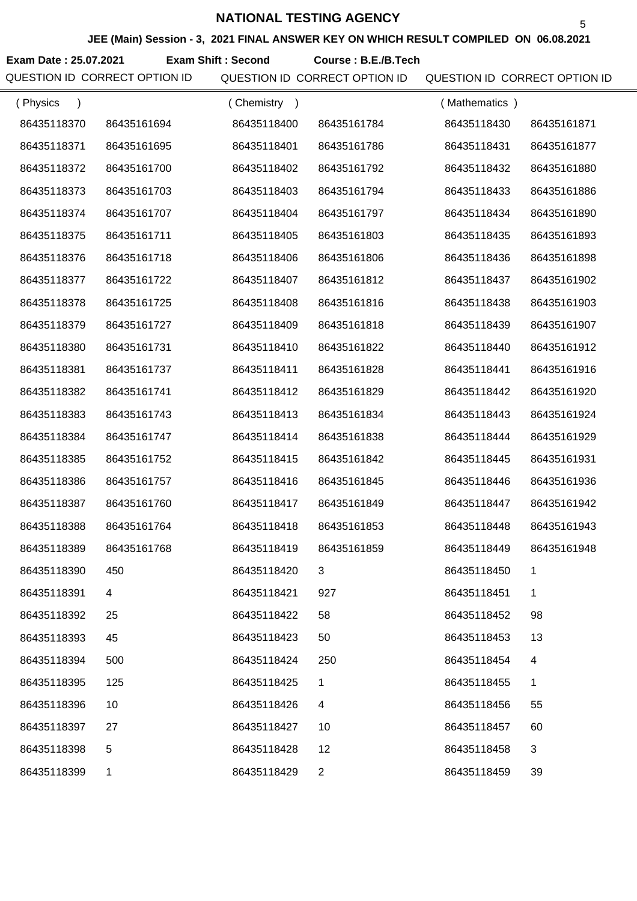# NATIONAL TESTING AGENCY

**JEE (Main) Session - 3, 2021 FINAL ANSWER KEY ON WHICH RESULT COMPILED ON 06.08.2021**

**Exam Date : 25.07.2021** **Exam Shift : Second** **Course : B.E./B.Tech**

| QUESTION ID | CORRECT OPTION ID | QUESTION ID | CORRECT OPTION ID | QUESTION ID | CORRECT OPTION ID |
|---|---|---|---|---|---|
| ( Physics ) | | ( Chemistry ) | | ( Mathematics ) | |
| 86435118370 | 86435161694 | 86435118400 | 86435161784 | 86435118430 | 86435161871 |
| 86435118371 | 86435161695 | 86435118401 | 86435161786 | 86435118431 | 86435161877 |
| 86435118372 | 86435161700 | 86435118402 | 86435161792 | 86435118432 | 86435161880 |
| 86435118373 | 86435161703 | 86435118403 | 86435161794 | 86435118433 | 86435161886 |
| 86435118374 | 86435161707 | 86435118404 | 86435161797 | 86435118434 | 86435161890 |
| 86435118375 | 86435161711 | 86435118405 | 86435161803 | 86435118435 | 86435161893 |
| 86435118376 | 86435161718 | 86435118406 | 86435161806 | 86435118436 | 86435161898 |
| 86435118377 | 86435161722 | 86435118407 | 86435161812 | 86435118437 | 86435161902 |
| 86435118378 | 86435161725 | 86435118408 | 86435161816 | 86435118438 | 86435161903 |
| 86435118379 | 86435161727 | 86435118409 | 86435161818 | 86435118439 | 86435161907 |
| 86435118380 | 86435161731 | 86435118410 | 86435161822 | 86435118440 | 86435161912 |
| 86435118381 | 86435161737 | 86435118411 | 86435161828 | 86435118441 | 86435161916 |
| 86435118382 | 86435161741 | 86435118412 | 86435161829 | 86435118442 | 86435161920 |
| 86435118383 | 86435161743 | 86435118413 | 86435161834 | 86435118443 | 86435161924 |
| 86435118384 | 86435161747 | 86435118414 | 86435161838 | 86435118444 | 86435161929 |
| 86435118385 | 86435161752 | 86435118415 | 86435161842 | 86435118445 | 86435161931 |
| 86435118386 | 86435161757 | 86435118416 | 86435161845 | 86435118446 | 86435161936 |
| 86435118387 | 86435161760 | 86435118417 | 86435161849 | 86435118447 | 86435161942 |
| 86435118388 | 86435161764 | 86435118418 | 86435161853 | 86435118448 | 86435161943 |
| 86435118389 | 86435161768 | 86435118419 | 86435161859 | 86435118449 | 86435161948 |
| 86435118390 | 450 | 86435118420 | 3 | 86435118450 | 1 |
| 86435118391 | 4 | 86435118421 | 927 | 86435118451 | 1 |
| 86435118392 | 25 | 86435118422 | 58 | 86435118452 | 98 |
| 86435118393 | 45 | 86435118423 | 50 | 86435118453 | 13 |
| 86435118394 | 500 | 86435118424 | 250 | 86435118454 | 4 |
| 86435118395 | 125 | 86435118425 | 1 | 86435118455 | 1 |
| 86435118396 | 10 | 86435118426 | 4 | 86435118456 | 55 |
| 86435118397 | 27 | 86435118427 | 10 | 86435118457 | 60 |
| 86435118398 | 5 | 86435118428 | 12 | 86435118458 | 3 |
| 86435118399 | 1 | 86435118429 | 2 | 86435118459 | 39 |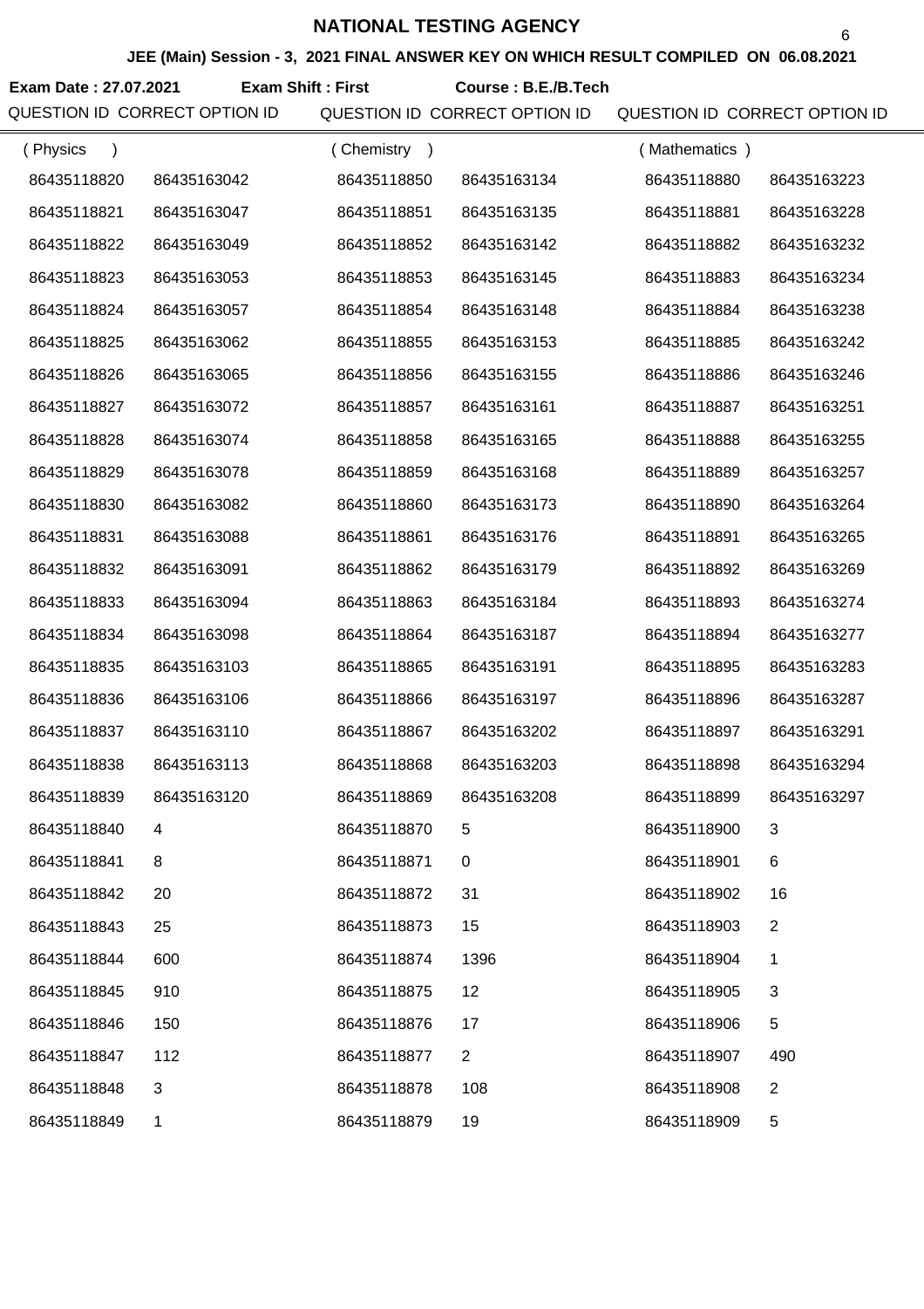# NATIONAL TESTING AGENCY

**JEE (Main) Session - 3, 2021 FINAL ANSWER KEY ON WHICH RESULT COMPILED ON 06.08.2021**

**Exam Date : 27.07.2021** **Exam Shift : First** **Course : B.E./B.Tech**

| QUESTION ID | CORRECT OPTION ID | QUESTION ID | CORRECT OPTION ID | QUESTION ID | CORRECT OPTION ID |
|---|---|---|---|---|---|
| ( Physics ) | | ( Chemistry ) | | ( Mathematics ) | |
| 86435118820 | 86435163042 | 86435118850 | 86435163134 | 86435118880 | 86435163223 |
| 86435118821 | 86435163047 | 86435118851 | 86435163135 | 86435118881 | 86435163228 |
| 86435118822 | 86435163049 | 86435118852 | 86435163142 | 86435118882 | 86435163232 |
| 86435118823 | 86435163053 | 86435118853 | 86435163145 | 86435118883 | 86435163234 |
| 86435118824 | 86435163057 | 86435118854 | 86435163148 | 86435118884 | 86435163238 |
| 86435118825 | 86435163062 | 86435118855 | 86435163153 | 86435118885 | 86435163242 |
| 86435118826 | 86435163065 | 86435118856 | 86435163155 | 86435118886 | 86435163246 |
| 86435118827 | 86435163072 | 86435118857 | 86435163161 | 86435118887 | 86435163251 |
| 86435118828 | 86435163074 | 86435118858 | 86435163165 | 86435118888 | 86435163255 |
| 86435118829 | 86435163078 | 86435118859 | 86435163168 | 86435118889 | 86435163257 |
| 86435118830 | 86435163082 | 86435118860 | 86435163173 | 86435118890 | 86435163264 |
| 86435118831 | 86435163088 | 86435118861 | 86435163176 | 86435118891 | 86435163265 |
| 86435118832 | 86435163091 | 86435118862 | 86435163179 | 86435118892 | 86435163269 |
| 86435118833 | 86435163094 | 86435118863 | 86435163184 | 86435118893 | 86435163274 |
| 86435118834 | 86435163098 | 86435118864 | 86435163187 | 86435118894 | 86435163277 |
| 86435118835 | 86435163103 | 86435118865 | 86435163191 | 86435118895 | 86435163283 |
| 86435118836 | 86435163106 | 86435118866 | 86435163197 | 86435118896 | 86435163287 |
| 86435118837 | 86435163110 | 86435118867 | 86435163202 | 86435118897 | 86435163291 |
| 86435118838 | 86435163113 | 86435118868 | 86435163203 | 86435118898 | 86435163294 |
| 86435118839 | 86435163120 | 86435118869 | 86435163208 | 86435118899 | 86435163297 |
| 86435118840 | 4 | 86435118870 | 5 | 86435118900 | 3 |
| 86435118841 | 8 | 86435118871 | 0 | 86435118901 | 6 |
| 86435118842 | 20 | 86435118872 | 31 | 86435118902 | 16 |
| 86435118843 | 25 | 86435118873 | 15 | 86435118903 | 2 |
| 86435118844 | 600 | 86435118874 | 1396 | 86435118904 | 1 |
| 86435118845 | 910 | 86435118875 | 12 | 86435118905 | 3 |
| 86435118846 | 150 | 86435118876 | 17 | 86435118906 | 5 |
| 86435118847 | 112 | 86435118877 | 2 | 86435118907 | 490 |
| 86435118848 | 3 | 86435118878 | 108 | 86435118908 | 2 |
| 86435118849 | 1 | 86435118879 | 19 | 86435118909 | 5 |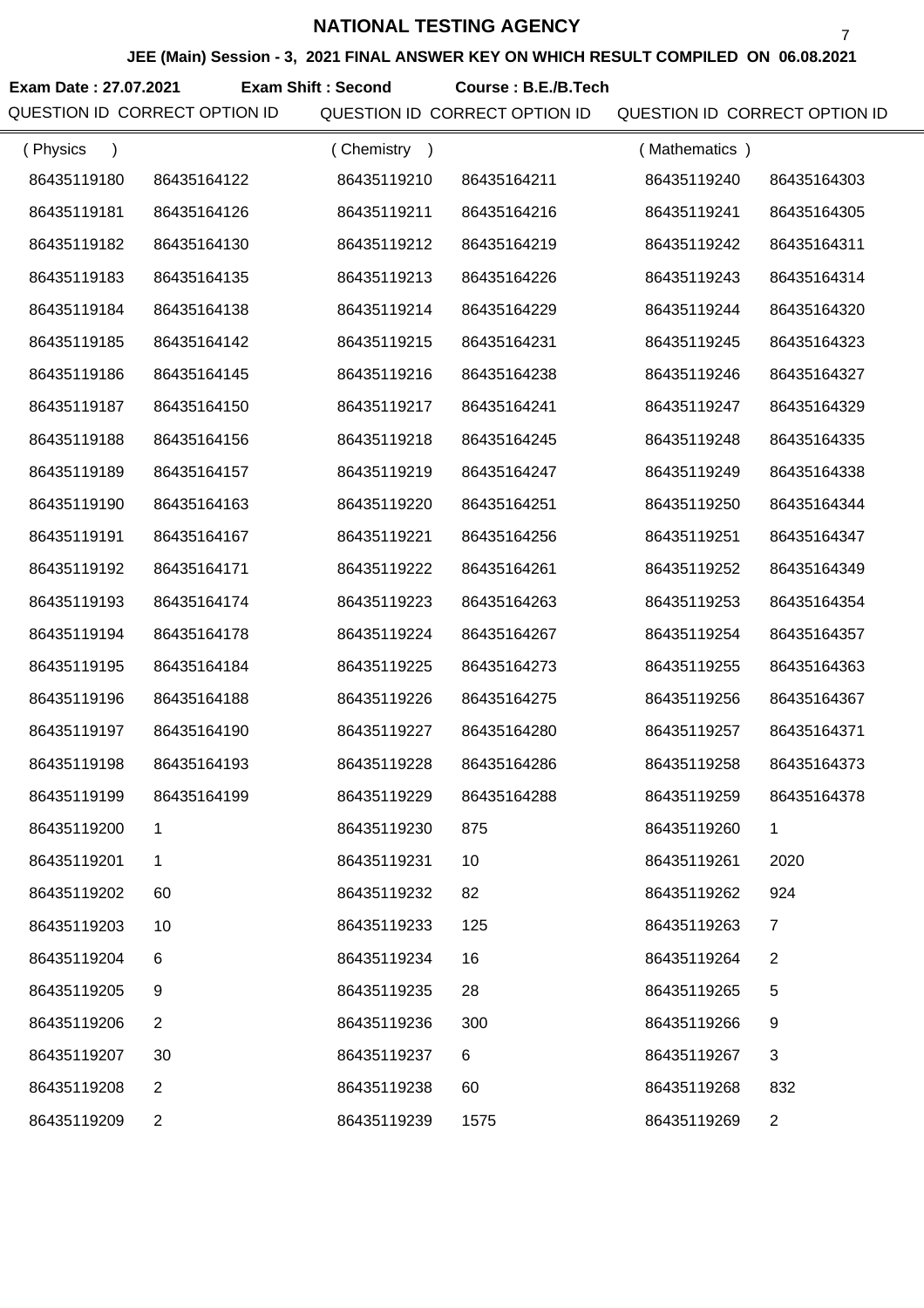# NATIONAL TESTING AGENCY

**JEE (Main) Session - 3, 2021 FINAL ANSWER KEY ON WHICH RESULT COMPILED ON 06.08.2021**

**Exam Date : 27.07.2021** **Exam Shift : Second** **Course : B.E./B.Tech**

| QUESTION ID | CORRECT OPTION ID | QUESTION ID | CORRECT OPTION ID | QUESTION ID | CORRECT OPTION ID |
|---|---|---|---|---|---|
| ( Physics ) | | ( Chemistry ) | | ( Mathematics ) | |
| 86435119180 | 86435164122 | 86435119210 | 86435164211 | 86435119240 | 86435164303 |
| 86435119181 | 86435164126 | 86435119211 | 86435164216 | 86435119241 | 86435164305 |
| 86435119182 | 86435164130 | 86435119212 | 86435164219 | 86435119242 | 86435164311 |
| 86435119183 | 86435164135 | 86435119213 | 86435164226 | 86435119243 | 86435164314 |
| 86435119184 | 86435164138 | 86435119214 | 86435164229 | 86435119244 | 86435164320 |
| 86435119185 | 86435164142 | 86435119215 | 86435164231 | 86435119245 | 86435164323 |
| 86435119186 | 86435164145 | 86435119216 | 86435164238 | 86435119246 | 86435164327 |
| 86435119187 | 86435164150 | 86435119217 | 86435164241 | 86435119247 | 86435164329 |
| 86435119188 | 86435164156 | 86435119218 | 86435164245 | 86435119248 | 86435164335 |
| 86435119189 | 86435164157 | 86435119219 | 86435164247 | 86435119249 | 86435164338 |
| 86435119190 | 86435164163 | 86435119220 | 86435164251 | 86435119250 | 86435164344 |
| 86435119191 | 86435164167 | 86435119221 | 86435164256 | 86435119251 | 86435164347 |
| 86435119192 | 86435164171 | 86435119222 | 86435164261 | 86435119252 | 86435164349 |
| 86435119193 | 86435164174 | 86435119223 | 86435164263 | 86435119253 | 86435164354 |
| 86435119194 | 86435164178 | 86435119224 | 86435164267 | 86435119254 | 86435164357 |
| 86435119195 | 86435164184 | 86435119225 | 86435164273 | 86435119255 | 86435164363 |
| 86435119196 | 86435164188 | 86435119226 | 86435164275 | 86435119256 | 86435164367 |
| 86435119197 | 86435164190 | 86435119227 | 86435164280 | 86435119257 | 86435164371 |
| 86435119198 | 86435164193 | 86435119228 | 86435164286 | 86435119258 | 86435164373 |
| 86435119199 | 86435164199 | 86435119229 | 86435164288 | 86435119259 | 86435164378 |
| 86435119200 | 1 | 86435119230 | 875 | 86435119260 | 1 |
| 86435119201 | 1 | 86435119231 | 10 | 86435119261 | 2020 |
| 86435119202 | 60 | 86435119232 | 82 | 86435119262 | 924 |
| 86435119203 | 10 | 86435119233 | 125 | 86435119263 | 7 |
| 86435119204 | 6 | 86435119234 | 16 | 86435119264 | 2 |
| 86435119205 | 9 | 86435119235 | 28 | 86435119265 | 5 |
| 86435119206 | 2 | 86435119236 | 300 | 86435119266 | 9 |
| 86435119207 | 30 | 86435119237 | 6 | 86435119267 | 3 |
| 86435119208 | 2 | 86435119238 | 60 | 86435119268 | 832 |
| 86435119209 | 2 | 86435119239 | 1575 | 86435119269 | 2 |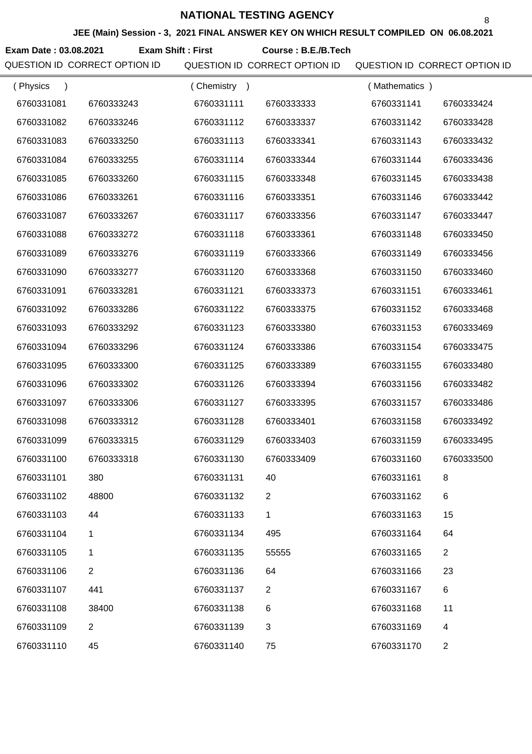# NATIONAL TESTING AGENCY

**JEE (Main) Session - 3, 2021 FINAL ANSWER KEY ON WHICH RESULT COMPILED ON 06.08.2021**

**Exam Date : 03.08.2021** **Exam Shift : First** **Course : B.E./B.Tech**

| QUESTION ID | CORRECT OPTION ID | QUESTION ID | CORRECT OPTION ID | QUESTION ID | CORRECT OPTION ID |
|---|---|---|---|---|---|
| ( Physics ) | | ( Chemistry ) | | ( Mathematics ) | |
| 6760331081 | 6760333243 | 6760331111 | 6760333333 | 6760331141 | 6760333424 |
| 6760331082 | 6760333246 | 6760331112 | 6760333337 | 6760331142 | 6760333428 |
| 6760331083 | 6760333250 | 6760331113 | 6760333341 | 6760331143 | 6760333432 |
| 6760331084 | 6760333255 | 6760331114 | 6760333344 | 6760331144 | 6760333436 |
| 6760331085 | 6760333260 | 6760331115 | 6760333348 | 6760331145 | 6760333438 |
| 6760331086 | 6760333261 | 6760331116 | 6760333351 | 6760331146 | 6760333442 |
| 6760331087 | 6760333267 | 6760331117 | 6760333356 | 6760331147 | 6760333447 |
| 6760331088 | 6760333272 | 6760331118 | 6760333361 | 6760331148 | 6760333450 |
| 6760331089 | 6760333276 | 6760331119 | 6760333366 | 6760331149 | 6760333456 |
| 6760331090 | 6760333277 | 6760331120 | 6760333368 | 6760331150 | 6760333460 |
| 6760331091 | 6760333281 | 6760331121 | 6760333373 | 6760331151 | 6760333461 |
| 6760331092 | 6760333286 | 6760331122 | 6760333375 | 6760331152 | 6760333468 |
| 6760331093 | 6760333292 | 6760331123 | 6760333380 | 6760331153 | 6760333469 |
| 6760331094 | 6760333296 | 6760331124 | 6760333386 | 6760331154 | 6760333475 |
| 6760331095 | 6760333300 | 6760331125 | 6760333389 | 6760331155 | 6760333480 |
| 6760331096 | 6760333302 | 6760331126 | 6760333394 | 6760331156 | 6760333482 |
| 6760331097 | 6760333306 | 6760331127 | 6760333395 | 6760331157 | 6760333486 |
| 6760331098 | 6760333312 | 6760331128 | 6760333401 | 6760331158 | 6760333492 |
| 6760331099 | 6760333315 | 6760331129 | 6760333403 | 6760331159 | 6760333495 |
| 6760331100 | 6760333318 | 6760331130 | 6760333409 | 6760331160 | 6760333500 |
| 6760331101 | 380 | 6760331131 | 40 | 6760331161 | 8 |
| 6760331102 | 48800 | 6760331132 | 2 | 6760331162 | 6 |
| 6760331103 | 44 | 6760331133 | 1 | 6760331163 | 15 |
| 6760331104 | 1 | 6760331134 | 495 | 6760331164 | 64 |
| 6760331105 | 1 | 6760331135 | 55555 | 6760331165 | 2 |
| 6760331106 | 2 | 6760331136 | 64 | 6760331166 | 23 |
| 6760331107 | 441 | 6760331137 | 2 | 6760331167 | 6 |
| 6760331108 | 38400 | 6760331138 | 6 | 6760331168 | 11 |
| 6760331109 | 2 | 6760331139 | 3 | 6760331169 | 4 |
| 6760331110 | 45 | 6760331140 | 75 | 6760331170 | 2 |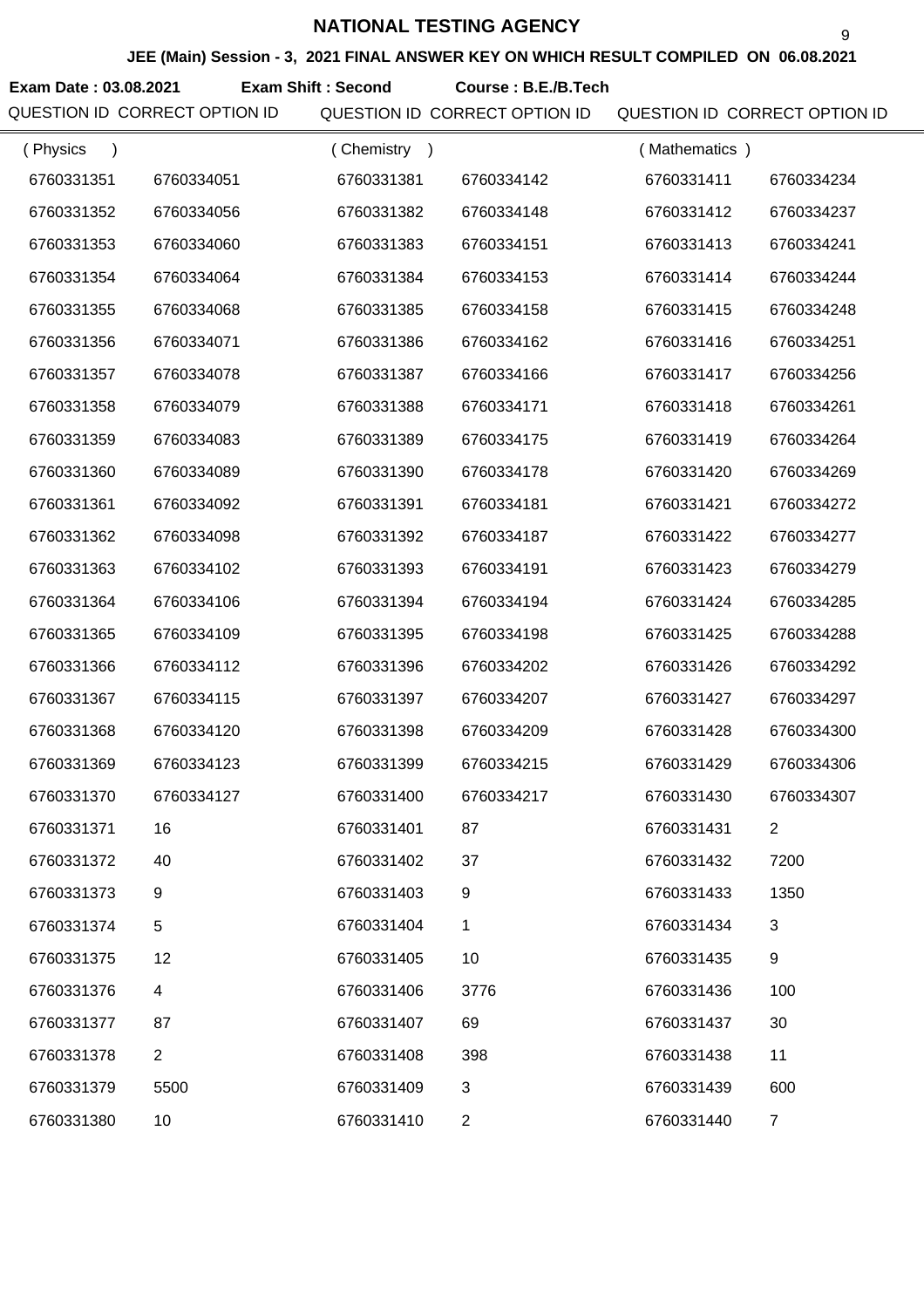# NATIONAL TESTING AGENCY

**JEE (Main) Session - 3, 2021 FINAL ANSWER KEY ON WHICH RESULT COMPILED ON 06.08.2021**

**Exam Date : 03.08.2021** **Exam Shift : Second** **Course : B.E./B.Tech**

| QUESTION ID | CORRECT OPTION ID | QUESTION ID | CORRECT OPTION ID | QUESTION ID | CORRECT OPTION ID |
|---|---|---|---|---|---|
| ( Physics ) | | ( Chemistry ) | | ( Mathematics ) | |
| 6760331351 | 6760334051 | 6760331381 | 6760334142 | 6760331411 | 6760334234 |
| 6760331352 | 6760334056 | 6760331382 | 6760334148 | 6760331412 | 6760334237 |
| 6760331353 | 6760334060 | 6760331383 | 6760334151 | 6760331413 | 6760334241 |
| 6760331354 | 6760334064 | 6760331384 | 6760334153 | 6760331414 | 6760334244 |
| 6760331355 | 6760334068 | 6760331385 | 6760334158 | 6760331415 | 6760334248 |
| 6760331356 | 6760334071 | 6760331386 | 6760334162 | 6760331416 | 6760334251 |
| 6760331357 | 6760334078 | 6760331387 | 6760334166 | 6760331417 | 6760334256 |
| 6760331358 | 6760334079 | 6760331388 | 6760334171 | 6760331418 | 6760334261 |
| 6760331359 | 6760334083 | 6760331389 | 6760334175 | 6760331419 | 6760334264 |
| 6760331360 | 6760334089 | 6760331390 | 6760334178 | 6760331420 | 6760334269 |
| 6760331361 | 6760334092 | 6760331391 | 6760334181 | 6760331421 | 6760334272 |
| 6760331362 | 6760334098 | 6760331392 | 6760334187 | 6760331422 | 6760334277 |
| 6760331363 | 6760334102 | 6760331393 | 6760334191 | 6760331423 | 6760334279 |
| 6760331364 | 6760334106 | 6760331394 | 6760334194 | 6760331424 | 6760334285 |
| 6760331365 | 6760334109 | 6760331395 | 6760334198 | 6760331425 | 6760334288 |
| 6760331366 | 6760334112 | 6760331396 | 6760334202 | 6760331426 | 6760334292 |
| 6760331367 | 6760334115 | 6760331397 | 6760334207 | 6760331427 | 6760334297 |
| 6760331368 | 6760334120 | 6760331398 | 6760334209 | 6760331428 | 6760334300 |
| 6760331369 | 6760334123 | 6760331399 | 6760334215 | 6760331429 | 6760334306 |
| 6760331370 | 6760334127 | 6760331400 | 6760334217 | 6760331430 | 6760334307 |
| 6760331371 | 16 | 6760331401 | 87 | 6760331431 | 2 |
| 6760331372 | 40 | 6760331402 | 37 | 6760331432 | 7200 |
| 6760331373 | 9 | 6760331403 | 9 | 6760331433 | 1350 |
| 6760331374 | 5 | 6760331404 | 1 | 6760331434 | 3 |
| 6760331375 | 12 | 6760331405 | 10 | 6760331435 | 9 |
| 6760331376 | 4 | 6760331406 | 3776 | 6760331436 | 100 |
| 6760331377 | 87 | 6760331407 | 69 | 6760331437 | 30 |
| 6760331378 | 2 | 6760331408 | 398 | 6760331438 | 11 |
| 6760331379 | 5500 | 6760331409 | 3 | 6760331439 | 600 |
| 6760331380 | 10 | 6760331410 | 2 | 6760331440 | 7 |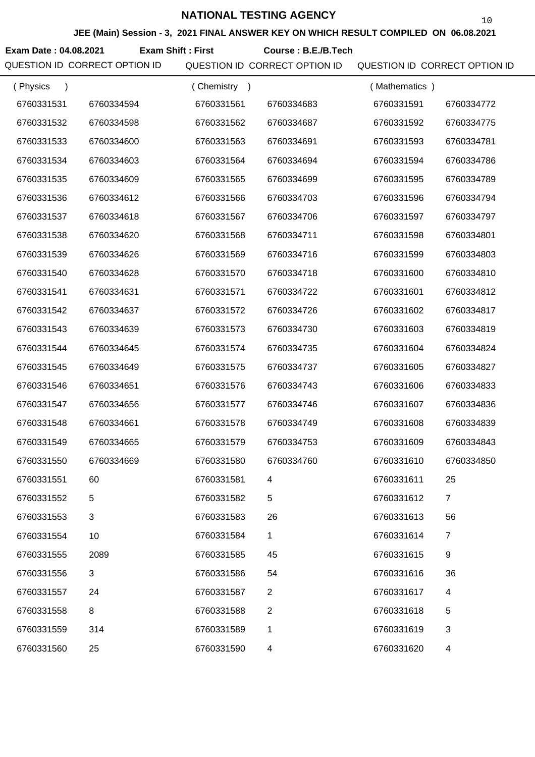# NATIONAL TESTING AGENCY

**JEE (Main) Session - 3, 2021 FINAL ANSWER KEY ON WHICH RESULT COMPILED ON 06.08.2021**

**Exam Date : 04.08.2021** **Exam Shift : First** **Course : B.E./B.Tech**

| QUESTION ID | CORRECT OPTION ID | QUESTION ID | CORRECT OPTION ID | QUESTION ID | CORRECT OPTION ID |
|---|---|---|---|---|---|
| ( Physics ) | | ( Chemistry ) | | ( Mathematics ) | |
| 6760331531 | 6760334594 | 6760331561 | 6760334683 | 6760331591 | 6760334772 |
| 6760331532 | 6760334598 | 6760331562 | 6760334687 | 6760331592 | 6760334775 |
| 6760331533 | 6760334600 | 6760331563 | 6760334691 | 6760331593 | 6760334781 |
| 6760331534 | 6760334603 | 6760331564 | 6760334694 | 6760331594 | 6760334786 |
| 6760331535 | 6760334609 | 6760331565 | 6760334699 | 6760331595 | 6760334789 |
| 6760331536 | 6760334612 | 6760331566 | 6760334703 | 6760331596 | 6760334794 |
| 6760331537 | 6760334618 | 6760331567 | 6760334706 | 6760331597 | 6760334797 |
| 6760331538 | 6760334620 | 6760331568 | 6760334711 | 6760331598 | 6760334801 |
| 6760331539 | 6760334626 | 6760331569 | 6760334716 | 6760331599 | 6760334803 |
| 6760331540 | 6760334628 | 6760331570 | 6760334718 | 6760331600 | 6760334810 |
| 6760331541 | 6760334631 | 6760331571 | 6760334722 | 6760331601 | 6760334812 |
| 6760331542 | 6760334637 | 6760331572 | 6760334726 | 6760331602 | 6760334817 |
| 6760331543 | 6760334639 | 6760331573 | 6760334730 | 6760331603 | 6760334819 |
| 6760331544 | 6760334645 | 6760331574 | 6760334735 | 6760331604 | 6760334824 |
| 6760331545 | 6760334649 | 6760331575 | 6760334737 | 6760331605 | 6760334827 |
| 6760331546 | 6760334651 | 6760331576 | 6760334743 | 6760331606 | 6760334833 |
| 6760331547 | 6760334656 | 6760331577 | 6760334746 | 6760331607 | 6760334836 |
| 6760331548 | 6760334661 | 6760331578 | 6760334749 | 6760331608 | 6760334839 |
| 6760331549 | 6760334665 | 6760331579 | 6760334753 | 6760331609 | 6760334843 |
| 6760331550 | 6760334669 | 6760331580 | 6760334760 | 6760331610 | 6760334850 |
| 6760331551 | 60 | 6760331581 | 4 | 6760331611 | 25 |
| 6760331552 | 5 | 6760331582 | 5 | 6760331612 | 7 |
| 6760331553 | 3 | 6760331583 | 26 | 6760331613 | 56 |
| 6760331554 | 10 | 6760331584 | 1 | 6760331614 | 7 |
| 6760331555 | 2089 | 6760331585 | 45 | 6760331615 | 9 |
| 6760331556 | 3 | 6760331586 | 54 | 6760331616 | 36 |
| 6760331557 | 24 | 6760331587 | 2 | 6760331617 | 4 |
| 6760331558 | 8 | 6760331588 | 2 | 6760331618 | 5 |
| 6760331559 | 314 | 6760331589 | 1 | 6760331619 | 3 |
| 6760331560 | 25 | 6760331590 | 4 | 6760331620 | 4 |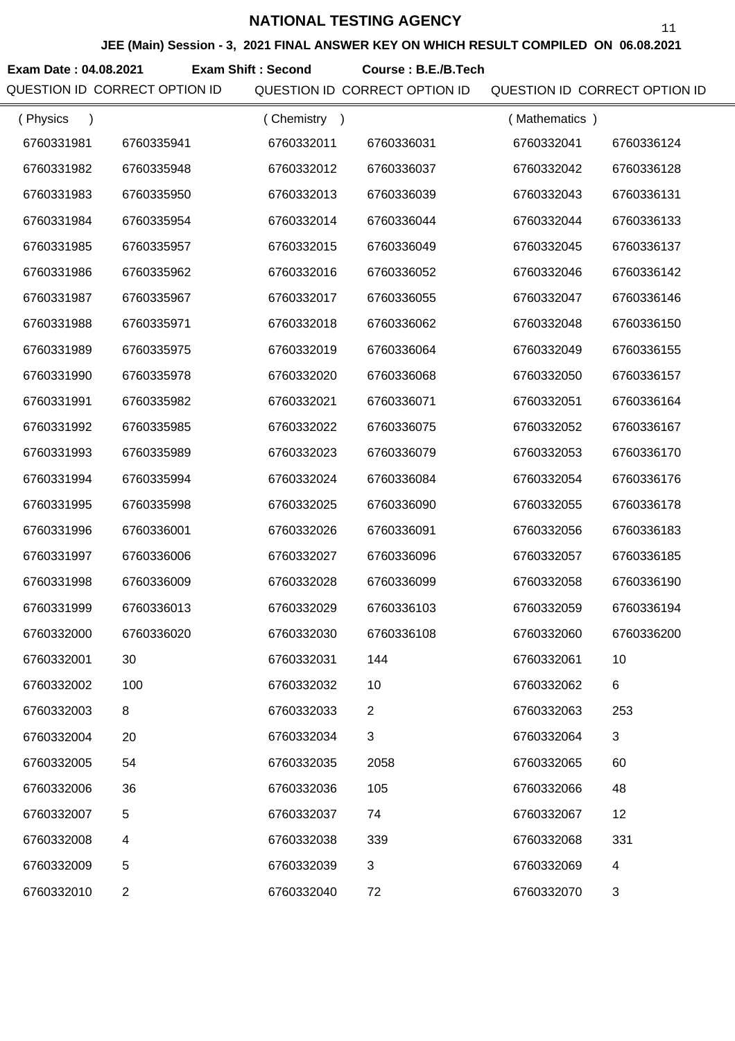# NATIONAL TESTING AGENCY

**JEE (Main) Session - 3, 2021 FINAL ANSWER KEY ON WHICH RESULT COMPILED ON 06.08.2021**

**Exam Date : 04.08.2021** **Exam Shift : Second** **Course : B.E./B.Tech**

| QUESTION ID | CORRECT OPTION ID | QUESTION ID | CORRECT OPTION ID | QUESTION ID | CORRECT OPTION ID |
|---|---|---|---|---|---|
| ( Physics ) | | ( Chemistry ) | | ( Mathematics ) | |
| 6760331981 | 6760335941 | 6760332011 | 6760336031 | 6760332041 | 6760336124 |
| 6760331982 | 6760335948 | 6760332012 | 6760336037 | 6760332042 | 6760336128 |
| 6760331983 | 6760335950 | 6760332013 | 6760336039 | 6760332043 | 6760336131 |
| 6760331984 | 6760335954 | 6760332014 | 6760336044 | 6760332044 | 6760336133 |
| 6760331985 | 6760335957 | 6760332015 | 6760336049 | 6760332045 | 6760336137 |
| 6760331986 | 6760335962 | 6760332016 | 6760336052 | 6760332046 | 6760336142 |
| 6760331987 | 6760335967 | 6760332017 | 6760336055 | 6760332047 | 6760336146 |
| 6760331988 | 6760335971 | 6760332018 | 6760336062 | 6760332048 | 6760336150 |
| 6760331989 | 6760335975 | 6760332019 | 6760336064 | 6760332049 | 6760336155 |
| 6760331990 | 6760335978 | 6760332020 | 6760336068 | 6760332050 | 6760336157 |
| 6760331991 | 6760335982 | 6760332021 | 6760336071 | 6760332051 | 6760336164 |
| 6760331992 | 6760335985 | 6760332022 | 6760336075 | 6760332052 | 6760336167 |
| 6760331993 | 6760335989 | 6760332023 | 6760336079 | 6760332053 | 6760336170 |
| 6760331994 | 6760335994 | 6760332024 | 6760336084 | 6760332054 | 6760336176 |
| 6760331995 | 6760335998 | 6760332025 | 6760336090 | 6760332055 | 6760336178 |
| 6760331996 | 6760336001 | 6760332026 | 6760336091 | 6760332056 | 6760336183 |
| 6760331997 | 6760336006 | 6760332027 | 6760336096 | 6760332057 | 6760336185 |
| 6760331998 | 6760336009 | 6760332028 | 6760336099 | 6760332058 | 6760336190 |
| 6760331999 | 6760336013 | 6760332029 | 6760336103 | 6760332059 | 6760336194 |
| 6760332000 | 6760336020 | 6760332030 | 6760336108 | 6760332060 | 6760336200 |
| 6760332001 | 30 | 6760332031 | 144 | 6760332061 | 10 |
| 6760332002 | 100 | 6760332032 | 10 | 6760332062 | 6 |
| 6760332003 | 8 | 6760332033 | 2 | 6760332063 | 253 |
| 6760332004 | 20 | 6760332034 | 3 | 6760332064 | 3 |
| 6760332005 | 54 | 6760332035 | 2058 | 6760332065 | 60 |
| 6760332006 | 36 | 6760332036 | 105 | 6760332066 | 48 |
| 6760332007 | 5 | 6760332037 | 74 | 6760332067 | 12 |
| 6760332008 | 4 | 6760332038 | 339 | 6760332068 | 331 |
| 6760332009 | 5 | 6760332039 | 3 | 6760332069 | 4 |
| 6760332010 | 2 | 6760332040 | 72 | 6760332070 | 3 |